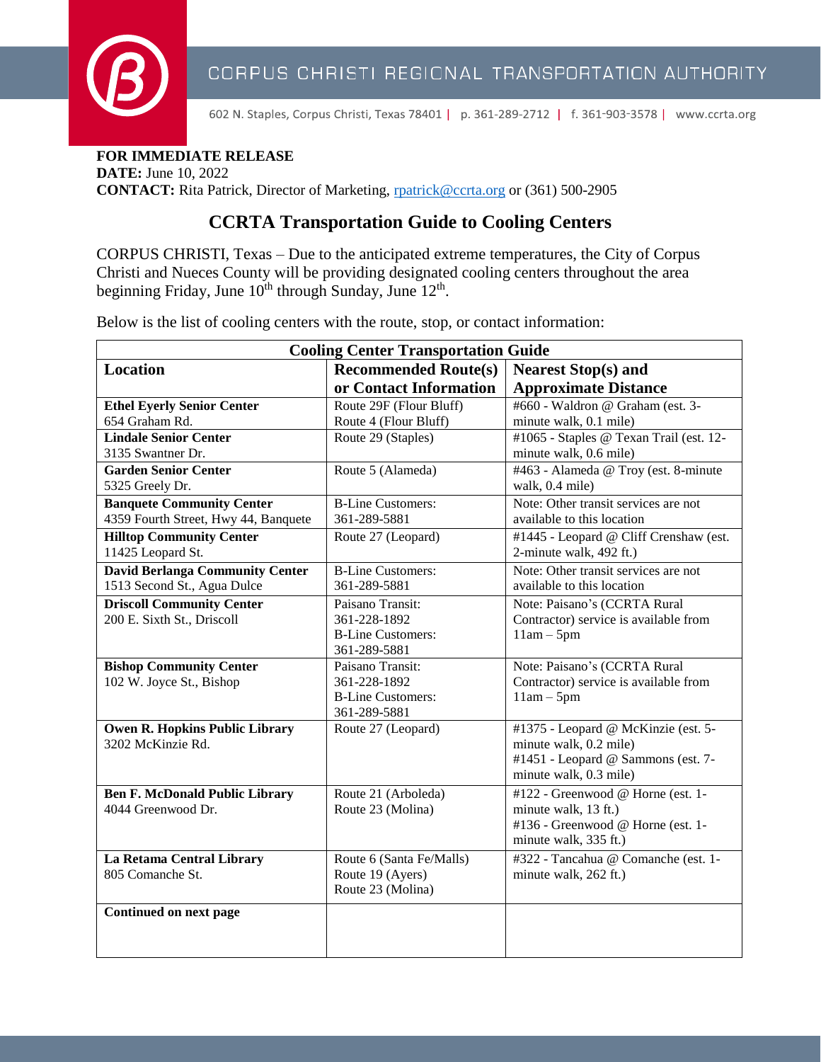CORPUS CHRISTI REGIONAL TRANSPORTATION AUTHORITY

602 N. Staples, Corpus Christi, Texas 78401 | p. 361-289-2712 | f. 361-903-3578 | www.ccrta.org

**FOR IMMEDIATE RELEASE**
**DATE:** June 10, 2022
**CONTACT:** Rita Patrick, Director of Marketing, rpatrick@ccrta.org or (361) 500-2905

# CCRTA Transportation Guide to Cooling Centers

CORPUS CHRISTI, Texas – Due to the anticipated extreme temperatures, the City of Corpus Christi and Nueces County will be providing designated cooling centers throughout the area beginning Friday, June 10th through Sunday, June 12th.

Below is the list of cooling centers with the route, stop, or contact information:

| Cooling Center Transportation Guide | | |
|---|---|---|
| **Location** | **Recommended Route(s) or Contact Information** | **Nearest Stop(s) and Approximate Distance** |
| **Ethel Eyerly Senior Center** 654 Graham Rd. | Route 29F (Flour Bluff) Route 4 (Flour Bluff) | #660 - Waldron @ Graham (est. 3-minute walk, 0.1 mile) |
| **Lindale Senior Center** 3135 Swantner Dr. | Route 29 (Staples) | #1065 - Staples @ Texan Trail (est. 12-minute walk, 0.6 mile) |
| **Garden Senior Center** 5325 Greely Dr. | Route 5 (Alameda) | #463 - Alameda @ Troy (est. 8-minute walk, 0.4 mile) |
| **Banquete Community Center** 4359 Fourth Street, Hwy 44, Banquete | B-Line Customers: 361-289-5881 | Note: Other transit services are not available to this location |
| **Hilltop Community Center** 11425 Leopard St. | Route 27 (Leopard) | #1445 - Leopard @ Cliff Crenshaw (est. 2-minute walk, 492 ft.) |
| **David Berlanga Community Center** 1513 Second St., Agua Dulce | B-Line Customers: 361-289-5881 | Note: Other transit services are not available to this location |
| **Driscoll Community Center** 200 E. Sixth St., Driscoll | Paisano Transit: 361-228-1892 B-Line Customers: 361-289-5881 | Note: Paisano's (CCRTA Rural Contractor) service is available from 11am – 5pm |
| **Bishop Community Center** 102 W. Joyce St., Bishop | Paisano Transit: 361-228-1892 B-Line Customers: 361-289-5881 | Note: Paisano's (CCRTA Rural Contractor) service is available from 11am – 5pm |
| **Owen R. Hopkins Public Library** 3202 McKinzie Rd. | Route 27 (Leopard) | #1375 - Leopard @ McKinzie (est. 5-minute walk, 0.2 mile) #1451 - Leopard @ Sammons (est. 7-minute walk, 0.3 mile) |
| **Ben F. McDonald Public Library** 4044 Greenwood Dr. | Route 21 (Arboleda) Route 23 (Molina) | #122 - Greenwood @ Horne (est. 1-minute walk, 13 ft.) #136 - Greenwood @ Horne (est. 1-minute walk, 335 ft.) |
| **La Retama Central Library** 805 Comanche St. | Route 6 (Santa Fe/Malls) Route 19 (Ayers) Route 23 (Molina) | #322 - Tancahua @ Comanche (est. 1-minute walk, 262 ft.) |
| **Continued on next page** | | |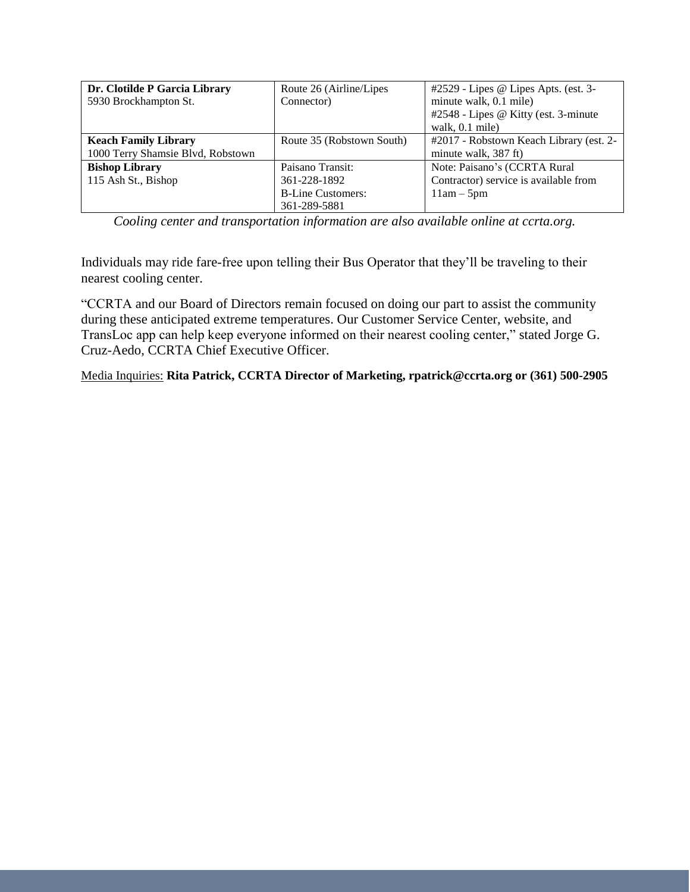| | | |
|---|---|---|
| **Dr. Clotilde P Garcia Library** 5930 Brockhampton St. | Route 26 (Airline/Lipes Connector) | #2529 - Lipes @ Lipes Apts. (est. 3-minute walk, 0.1 mile) #2548 - Lipes @ Kitty (est. 3-minute walk, 0.1 mile) |
| **Keach Family Library** 1000 Terry Shamsie Blvd, Robstown | Route 35 (Robstown South) | #2017 - Robstown Keach Library (est. 2-minute walk, 387 ft) |
| **Bishop Library** 115 Ash St., Bishop | Paisano Transit: 361-228-1892 B-Line Customers: 361-289-5881 | Note: Paisano's (CCRTA Rural Contractor) service is available from 11am – 5pm |

*Cooling center and transportation information are also available online at ccrta.org.*

Individuals may ride fare-free upon telling their Bus Operator that they'll be traveling to their nearest cooling center.

"CCRTA and our Board of Directors remain focused on doing our part to assist the community during these anticipated extreme temperatures. Our Customer Service Center, website, and TransLoc app can help keep everyone informed on their nearest cooling center," stated Jorge G. Cruz-Aedo, CCRTA Chief Executive Officer.

Media Inquiries: **Rita Patrick, CCRTA Director of Marketing, rpatrick@ccrta.org or (361) 500-2905**